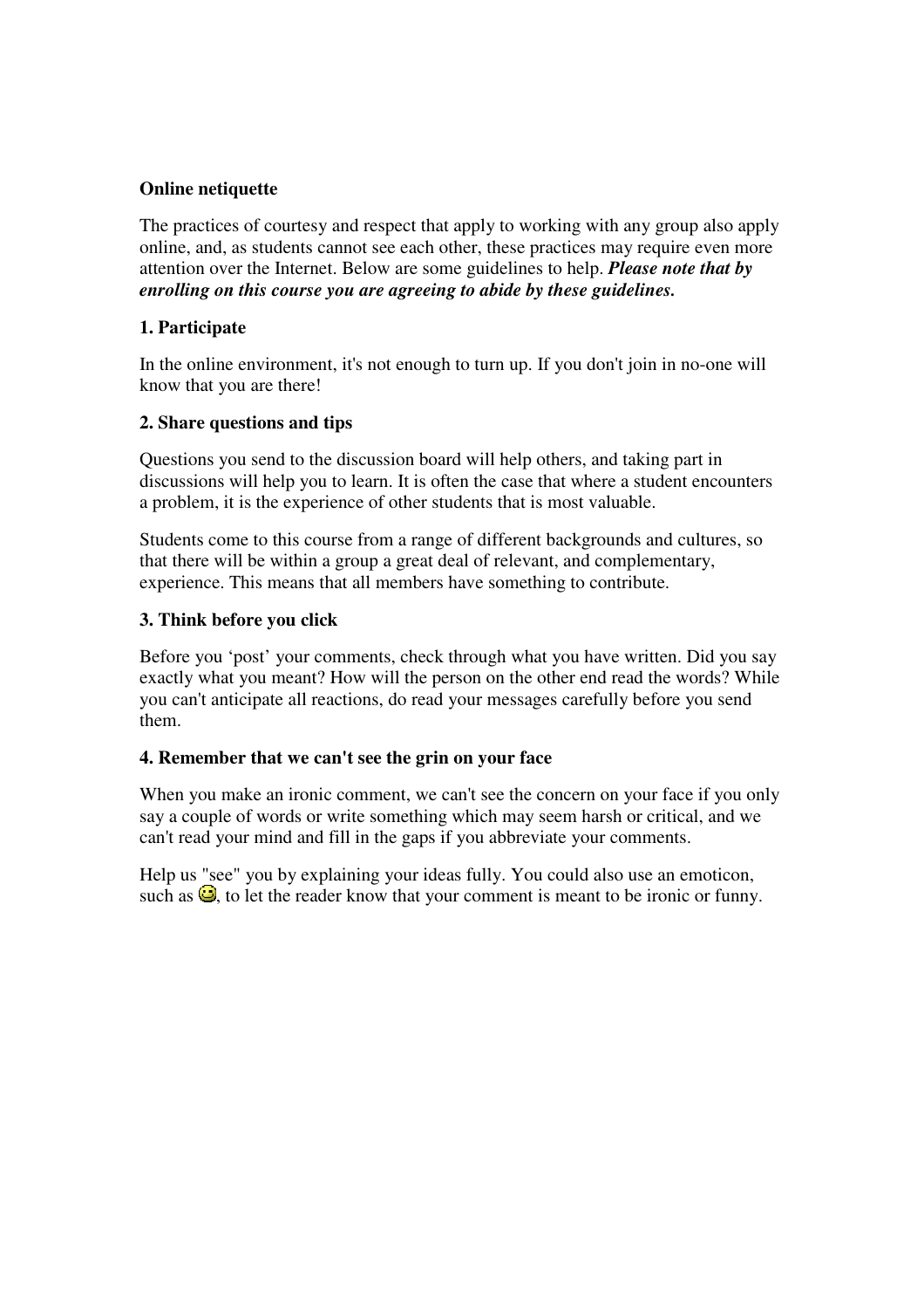## Online netiquette

The practices of courtesy and respect that apply to working with any group also apply online, and, as students cannot see each other, these practices may require even more attention over the Internet. Below are some guidelines to help. ***Please note that by enrolling on this course you are agreeing to abide by these guidelines.***

### 1. Participate

In the online environment, it's not enough to turn up. If you don't join in no-one will know that you are there!

### 2. Share questions and tips

Questions you send to the discussion board will help others, and taking part in discussions will help you to learn. It is often the case that where a student encounters a problem, it is the experience of other students that is most valuable.

Students come to this course from a range of different backgrounds and cultures, so that there will be within a group a great deal of relevant, and complementary, experience. This means that all members have something to contribute.

### 3. Think before you click

Before you 'post' your comments, check through what you have written. Did you say exactly what you meant? How will the person on the other end read the words? While you can't anticipate all reactions, do read your messages carefully before you send them.

### 4. Remember that we can't see the grin on your face

When you make an ironic comment, we can't see the concern on your face if you only say a couple of words or write something which may seem harsh or critical, and we can't read your mind and fill in the gaps if you abbreviate your comments.

Help us "see" you by explaining your ideas fully. You could also use an emoticon, such as 😉, to let the reader know that your comment is meant to be ironic or funny.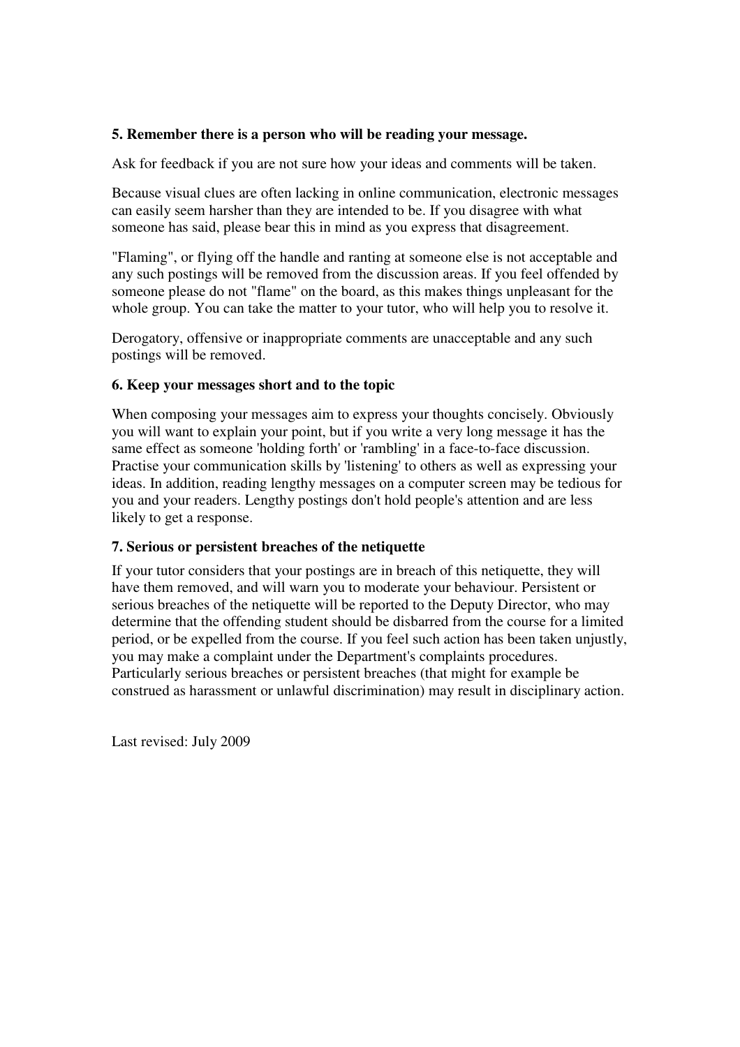### 5. Remember there is a person who will be reading your message.

Ask for feedback if you are not sure how your ideas and comments will be taken.

Because visual clues are often lacking in online communication, electronic messages can easily seem harsher than they are intended to be. If you disagree with what someone has said, please bear this in mind as you express that disagreement.

"Flaming", or flying off the handle and ranting at someone else is not acceptable and any such postings will be removed from the discussion areas. If you feel offended by someone please do not "flame" on the board, as this makes things unpleasant for the whole group. You can take the matter to your tutor, who will help you to resolve it.

Derogatory, offensive or inappropriate comments are unacceptable and any such postings will be removed.

### 6. Keep your messages short and to the topic

When composing your messages aim to express your thoughts concisely. Obviously you will want to explain your point, but if you write a very long message it has the same effect as someone 'holding forth' or 'rambling' in a face-to-face discussion. Practise your communication skills by 'listening' to others as well as expressing your ideas. In addition, reading lengthy messages on a computer screen may be tedious for you and your readers. Lengthy postings don't hold people's attention and are less likely to get a response.

### 7. Serious or persistent breaches of the netiquette

If your tutor considers that your postings are in breach of this netiquette, they will have them removed, and will warn you to moderate your behaviour. Persistent or serious breaches of the netiquette will be reported to the Deputy Director, who may determine that the offending student should be disbarred from the course for a limited period, or be expelled from the course. If you feel such action has been taken unjustly, you may make a complaint under the Department's complaints procedures. Particularly serious breaches or persistent breaches (that might for example be construed as harassment or unlawful discrimination) may result in disciplinary action.

Last revised: July 2009